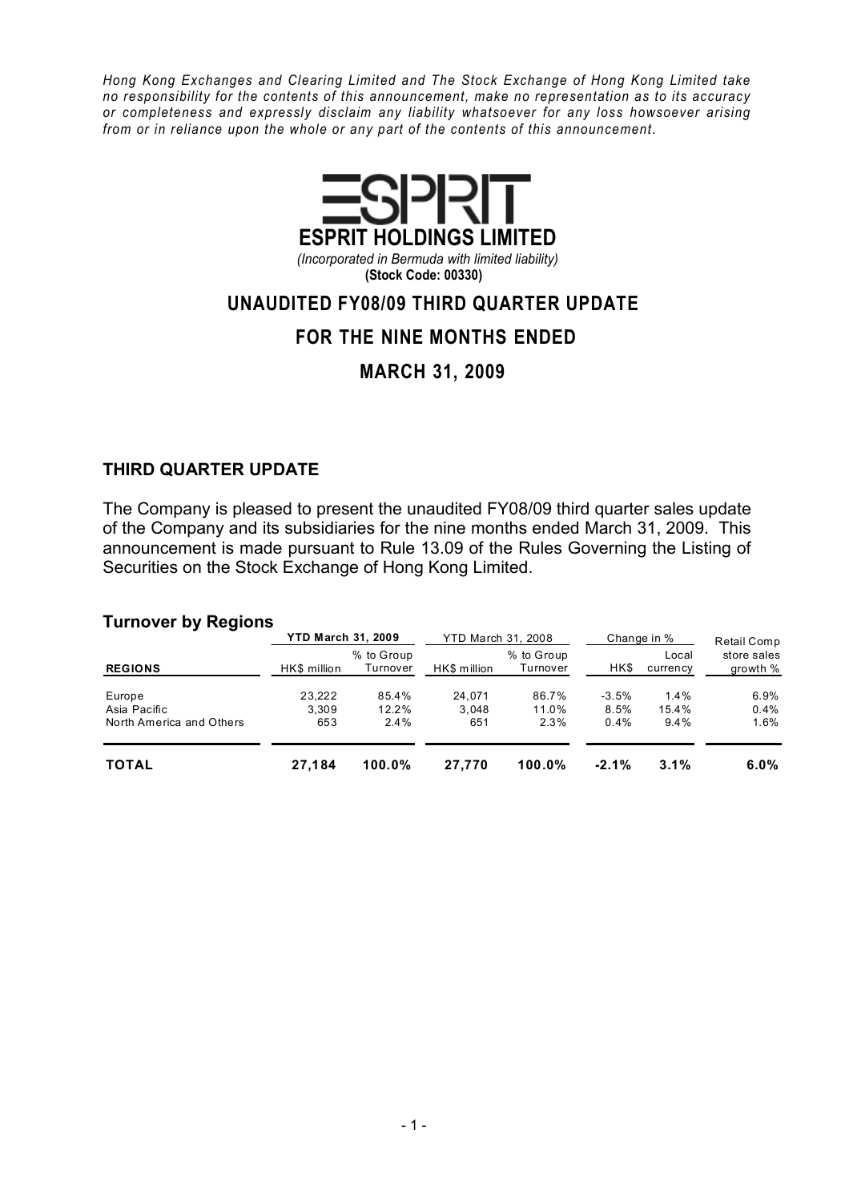*Hong Kong Exchanges and Clearing Limited and The Stock Exchange of Hong Kong Limited take no responsibility for the contents of this announcement, make no representation as to its accuracy or completeness and expressly disclaim any liability whatsoever for any loss howsoever arising from or in reliance upon the whole or any part of the contents of this announcement.*

# ESPRIT HOLDINGS LIMITED

*(Incorporated in Bermuda with limited liability)*

**(Stock Code: 00330)**

## UNAUDITED FY08/09 THIRD QUARTER UPDATE FOR THE NINE MONTHS ENDED MARCH 31, 2009

### THIRD QUARTER UPDATE

The Company is pleased to present the unaudited FY08/09 third quarter sales update of the Company and its subsidiaries for the nine months ended March 31, 2009. This announcement is made pursuant to Rule 13.09 of the Rules Governing the Listing of Securities on the Stock Exchange of Hong Kong Limited.

### Turnover by Regions

| | YTD March 31, 2009 | | YTD March 31, 2008 | | Change in % | | Retail Comp |
|---|---|---|---|---|---|---|---|
| **REGIONS** | HK$ million | % to Group Turnover | HK$ million | % to Group Turnover | HK$ | Local currency | store sales growth % |
| Europe | 23,222 | 85.4% | 24,071 | 86.7% | -3.5% | 1.4% | 6.9% |
| Asia Pacific | 3,309 | 12.2% | 3,048 | 11.0% | 8.5% | 15.4% | 0.4% |
| North America and Others | 653 | 2.4% | 651 | 2.3% | 0.4% | 9.4% | 1.6% |
| **TOTAL** | **27,184** | **100.0%** | **27,770** | **100.0%** | **-2.1%** | **3.1%** | **6.0%** |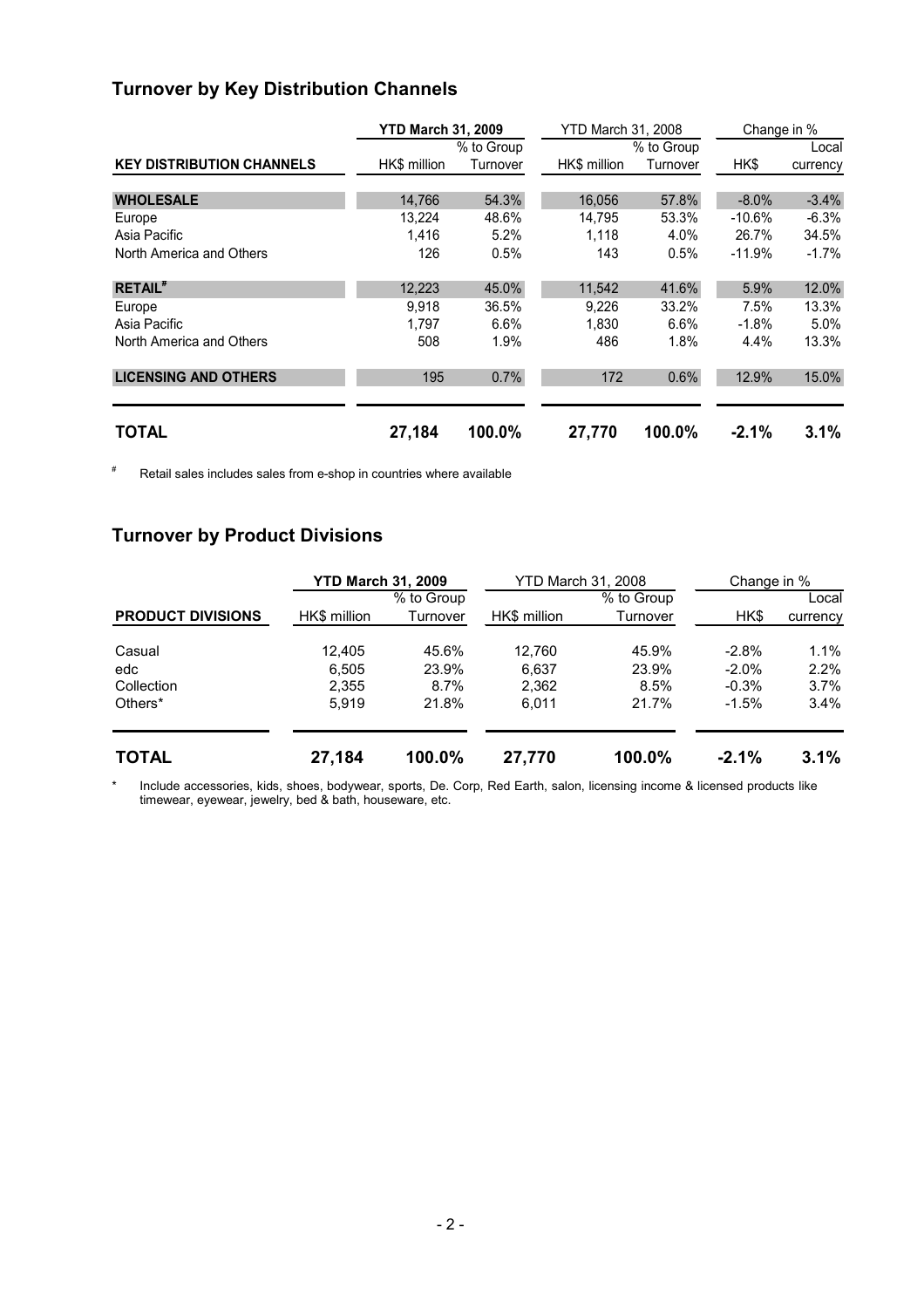## Turnover by Key Distribution Channels

| | YTD March 31, 2009 | | YTD March 31, 2008 | | Change in % | |
|---|---|---|---|---|---|---|
| **KEY DISTRIBUTION CHANNELS** | HK$ million | % to Group Turnover | HK$ million | % to Group Turnover | HK$ | Local currency |
| **WHOLESALE** | 14,766 | 54.3% | 16,056 | 57.8% | -8.0% | -3.4% |
| Europe | 13,224 | 48.6% | 14,795 | 53.3% | -10.6% | -6.3% |
| Asia Pacific | 1,416 | 5.2% | 1,118 | 4.0% | 26.7% | 34.5% |
| North America and Others | 126 | 0.5% | 143 | 0.5% | -11.9% | -1.7% |
| **RETAIL#** | 12,223 | 45.0% | 11,542 | 41.6% | 5.9% | 12.0% |
| Europe | 9,918 | 36.5% | 9,226 | 33.2% | 7.5% | 13.3% |
| Asia Pacific | 1,797 | 6.6% | 1,830 | 6.6% | -1.8% | 5.0% |
| North America and Others | 508 | 1.9% | 486 | 1.8% | 4.4% | 13.3% |
| **LICENSING AND OTHERS** | 195 | 0.7% | 172 | 0.6% | 12.9% | 15.0% |
| **TOTAL** | **27,184** | **100.0%** | **27,770** | **100.0%** | **-2.1%** | **3.1%** |

# Retail sales includes sales from e-shop in countries where available

## Turnover by Product Divisions

| | YTD March 31, 2009 | | YTD March 31, 2008 | | Change in % | |
|---|---|---|---|---|---|---|
| **PRODUCT DIVISIONS** | HK$ million | % to Group Turnover | HK$ million | % to Group Turnover | HK$ | Local currency |
| Casual | 12,405 | 45.6% | 12,760 | 45.9% | -2.8% | 1.1% |
| edc | 6,505 | 23.9% | 6,637 | 23.9% | -2.0% | 2.2% |
| Collection | 2,355 | 8.7% | 2,362 | 8.5% | -0.3% | 3.7% |
| Others* | 5,919 | 21.8% | 6,011 | 21.7% | -1.5% | 3.4% |
| **TOTAL** | **27,184** | **100.0%** | **27,770** | **100.0%** | **-2.1%** | **3.1%** |

\* Include accessories, kids, shoes, bodywear, sports, De. Corp, Red Earth, salon, licensing income & licensed products like timewear, eyewear, jewelry, bed & bath, houseware, etc.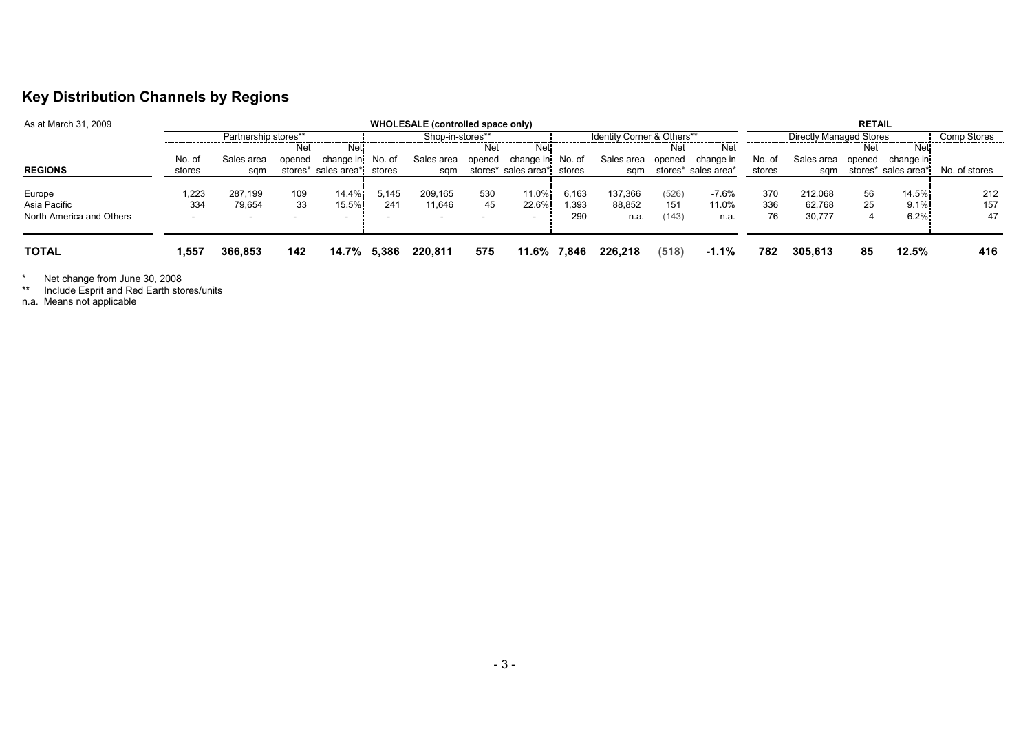## Key Distribution Channels by Regions

| As at March 31, 2009 | WHOLESALE (controlled space only) | | | | | | | | | | | | RETAIL | | | | |
|---|---|---|---|---|---|---|---|---|---|---|---|---|---|---|---|---|---|
| | Partnership stores** | | | | Shop-in-stores** | | | | Identity Corner & Others** | | | | Directly Managed Stores | | | | Comp Stores |
| **REGIONS** | No. of stores | Sales area sqm | Net opened stores* | Net change in sales area* | No. of stores | Sales area sqm | Net opened stores* | Net change in sales area* | No. of stores | Sales area sqm | Net opened stores* | Net change in sales area* | No. of stores | Sales area sqm | Net opened stores* | Net change in sales area* | No. of stores |
| Europe | 1,223 | 287,199 | 109 | 14.4% | 5,145 | 209,165 | 530 | 11.0% | 6,163 | 137,366 | (526) | -7.6% | 370 | 212,068 | 56 | 14.5% | 212 |
| Asia Pacific | 334 | 79,654 | 33 | 15.5% | 241 | 11,646 | 45 | 22.6% | 1,393 | 88,852 | 151 | 11.0% | 336 | 62,768 | 25 | 9.1% | 157 |
| North America and Others | - | - | - | - | - | - | - | - | 290 | n.a. | (143) | n.a. | 76 | 30,777 | 4 | 6.2% | 47 |
| **TOTAL** | **1,557** | **366,853** | **142** | **14.7%** | **5,386** | **220,811** | **575** | **11.6%** | **7,846** | **226,218** | **(518)** | **-1.1%** | **782** | **305,613** | **85** | **12.5%** | **416** |

\* Net change from June 30, 2008
\*\* Include Esprit and Red Earth stores/units
n.a. Means not applicable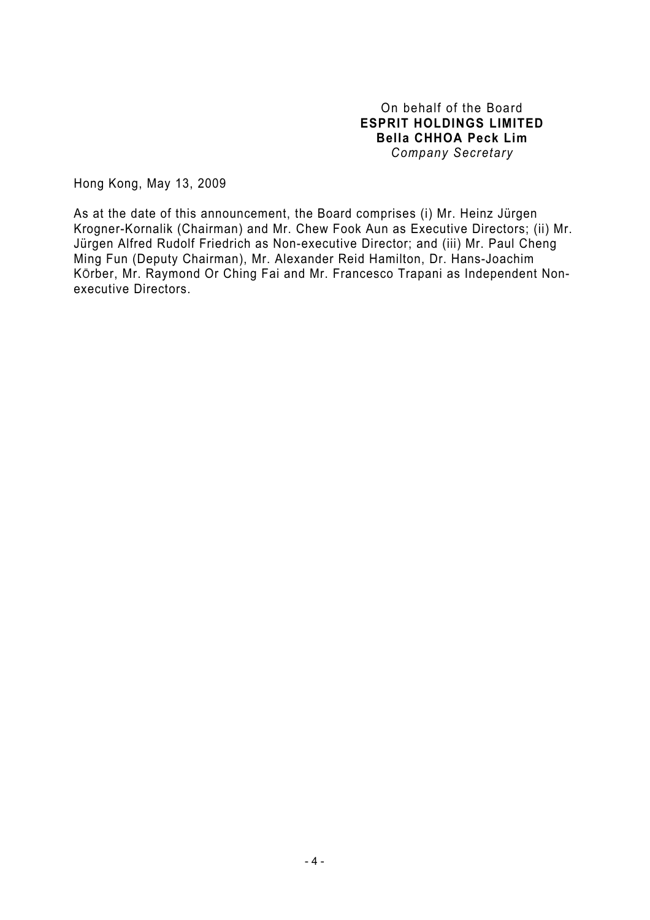On behalf of the Board
**ESPRIT HOLDINGS LIMITED**
**Bella CHHOA Peck Lim**
*Company Secretary*

Hong Kong, May 13, 2009

As at the date of this announcement, the Board comprises (i) Mr. Heinz Jürgen Krogner-Kornalik (Chairman) and Mr. Chew Fook Aun as Executive Directors; (ii) Mr. Jürgen Alfred Rudolf Friedrich as Non-executive Director; and (iii) Mr. Paul Cheng Ming Fun (Deputy Chairman), Mr. Alexander Reid Hamilton, Dr. Hans-Joachim KÖrber, Mr. Raymond Or Ching Fai and Mr. Francesco Trapani as Independent Non-executive Directors.